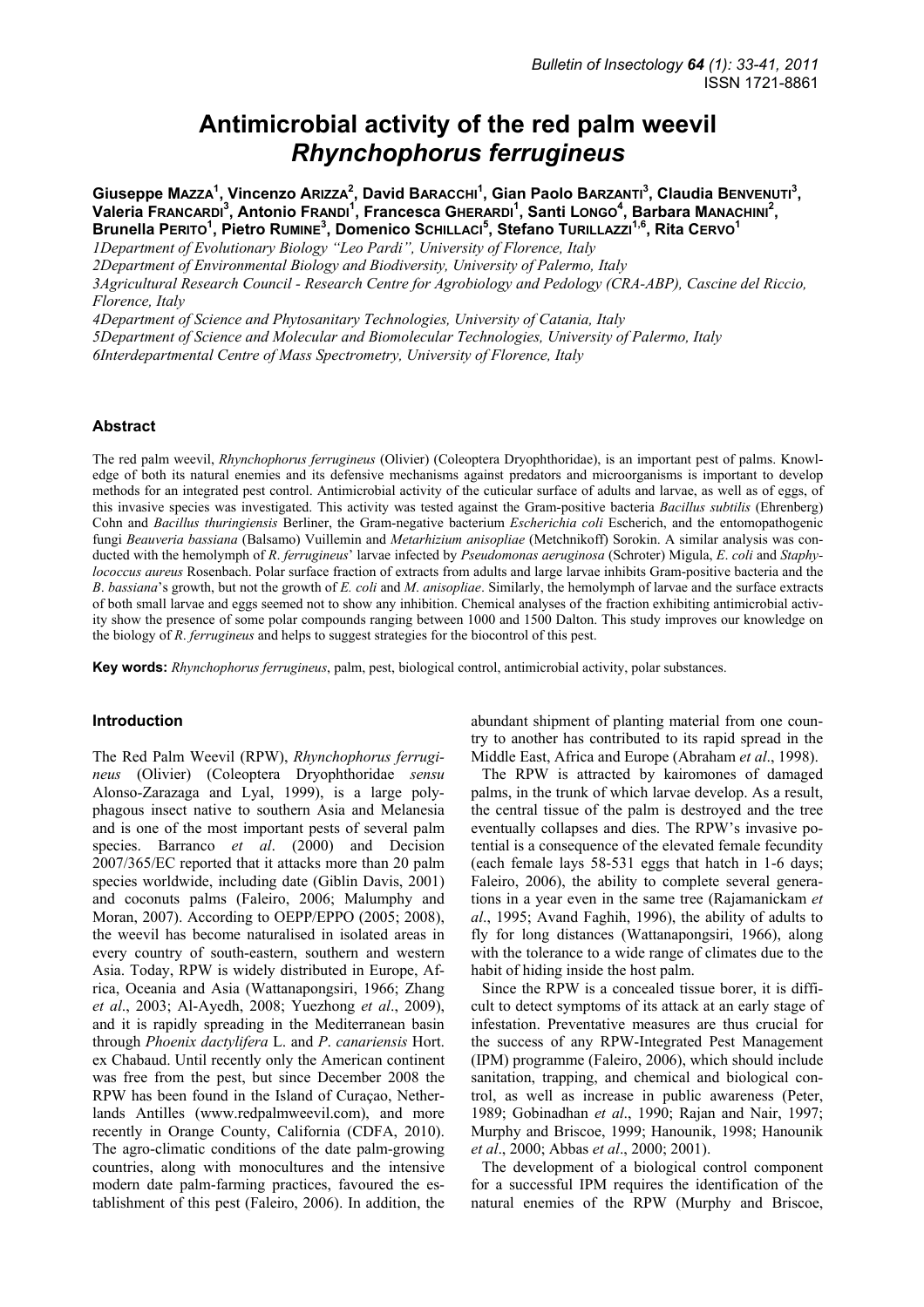# Antimicrobial activity of the red palm weevil *Rhynchophorus ferrugineus*

Giuseppe Mazza[1], Vincenzo Arizza[2], David Baracchi[1], Gian Paolo Barzanti[3], Claudia Benvenuti[3], Valeria Francardi[3], Antonio Frandi[1], Francesca Gherardi[1], Santi Longo[4], Barbara Manachini[2], Brunella Perito[1], Pietro Rumine[3], Domenico Schillaci[5], Stefano Turillazzi[1,6], Rita Cervo[1]

*1Department of Evolutionary Biology "Leo Pardi", University of Florence, Italy*
*2Department of Environmental Biology and Biodiversity, University of Palermo, Italy*
*3Agricultural Research Council - Research Centre for Agrobiology and Pedology (CRA-ABP), Cascine del Riccio, Florence, Italy*
*4Department of Science and Phytosanitary Technologies, University of Catania, Italy*
*5Department of Science and Molecular and Biomolecular Technologies, University of Palermo, Italy*
*6Interdepartmental Centre of Mass Spectrometry, University of Florence, Italy*

## Abstract

The red palm weevil, *Rhynchophorus ferrugineus* (Olivier) (Coleoptera Dryophthoridae), is an important pest of palms. Knowledge of both its natural enemies and its defensive mechanisms against predators and microorganisms is important to develop methods for an integrated pest control. Antimicrobial activity of the cuticular surface of adults and larvae, as well as of eggs, of this invasive species was investigated. This activity was tested against the Gram-positive bacteria *Bacillus subtilis* (Ehrenberg) Cohn and *Bacillus thuringiensis* Berliner, the Gram-negative bacterium *Escherichia coli* Escherich, and the entomopathogenic fungi *Beauveria bassiana* (Balsamo) Vuillemin and *Metarhizium anisopliae* (Metchnikoff) Sorokin. A similar analysis was conducted with the hemolymph of *R. ferrugineus*' larvae infected by *Pseudomonas aeruginosa* (Schroter) Migula, *E. coli* and *Staphylococcus aureus* Rosenbach. Polar surface fraction of extracts from adults and large larvae inhibits Gram-positive bacteria and the *B. bassiana*'s growth, but not the growth of *E. coli* and *M. anisopliae*. Similarly, the hemolymph of larvae and the surface extracts of both small larvae and eggs seemed not to show any inhibition. Chemical analyses of the fraction exhibiting antimicrobial activity show the presence of some polar compounds ranging between 1000 and 1500 Dalton. This study improves our knowledge on the biology of *R. ferrugineus* and helps to suggest strategies for the biocontrol of this pest.

**Key words:** *Rhynchophorus ferrugineus*, palm, pest, biological control, antimicrobial activity, polar substances.

## Introduction

The Red Palm Weevil (RPW), *Rhynchophorus ferrugineus* (Olivier) (Coleoptera Dryophthoridae *sensu* Alonso-Zarazaga and Lyal, 1999), is a large polyphagous insect native to southern Asia and Melanesia and is one of the most important pests of several palm species. Barranco *et al*. (2000) and Decision 2007/365/EC reported that it attacks more than 20 palm species worldwide, including date (Giblin Davis, 2001) and coconuts palms (Faleiro, 2006; Malumphy and Moran, 2007). According to OEPP/EPPO (2005; 2008), the weevil has become naturalised in isolated areas in every country of south-eastern, southern and western Asia. Today, RPW is widely distributed in Europe, Africa, Oceania and Asia (Wattanapongsiri, 1966; Zhang *et al*., 2003; Al-Ayedh, 2008; Yuezhong *et al*., 2009), and it is rapidly spreading in the Mediterranean basin through *Phoenix dactylifera* L. and *P. canariensis* Hort. ex Chabaud. Until recently only the American continent was free from the pest, but since December 2008 the RPW has been found in the Island of Curaçao, Netherlands Antilles (www.redpalmweevil.com), and more recently in Orange County, California (CDFA, 2010). The agro-climatic conditions of the date palm-growing countries, along with monocultures and the intensive modern date palm-farming practices, favoured the establishment of this pest (Faleiro, 2006). In addition, the abundant shipment of planting material from one country to another has contributed to its rapid spread in the Middle East, Africa and Europe (Abraham *et al*., 1998).

The RPW is attracted by kairomones of damaged palms, in the trunk of which larvae develop. As a result, the central tissue of the palm is destroyed and the tree eventually collapses and dies. The RPW's invasive potential is a consequence of the elevated female fecundity (each female lays 58-531 eggs that hatch in 1-6 days; Faleiro, 2006), the ability to complete several generations in a year even in the same tree (Rajamanickam *et al*., 1995; Avand Faghih, 1996), the ability of adults to fly for long distances (Wattanapongsiri, 1966), along with the tolerance to a wide range of climates due to the habit of hiding inside the host palm.

Since the RPW is a concealed tissue borer, it is difficult to detect symptoms of its attack at an early stage of infestation. Preventative measures are thus crucial for the success of any RPW-Integrated Pest Management (IPM) programme (Faleiro, 2006), which should include sanitation, trapping, and chemical and biological control, as well as increase in public awareness (Peter, 1989; Gobinadhan *et al*., 1990; Rajan and Nair, 1997; Murphy and Briscoe, 1999; Hanounik, 1998; Hanounik *et al*., 2000; Abbas *et al*., 2000; 2001).

The development of a biological control component for a successful IPM requires the identification of the natural enemies of the RPW (Murphy and Briscoe,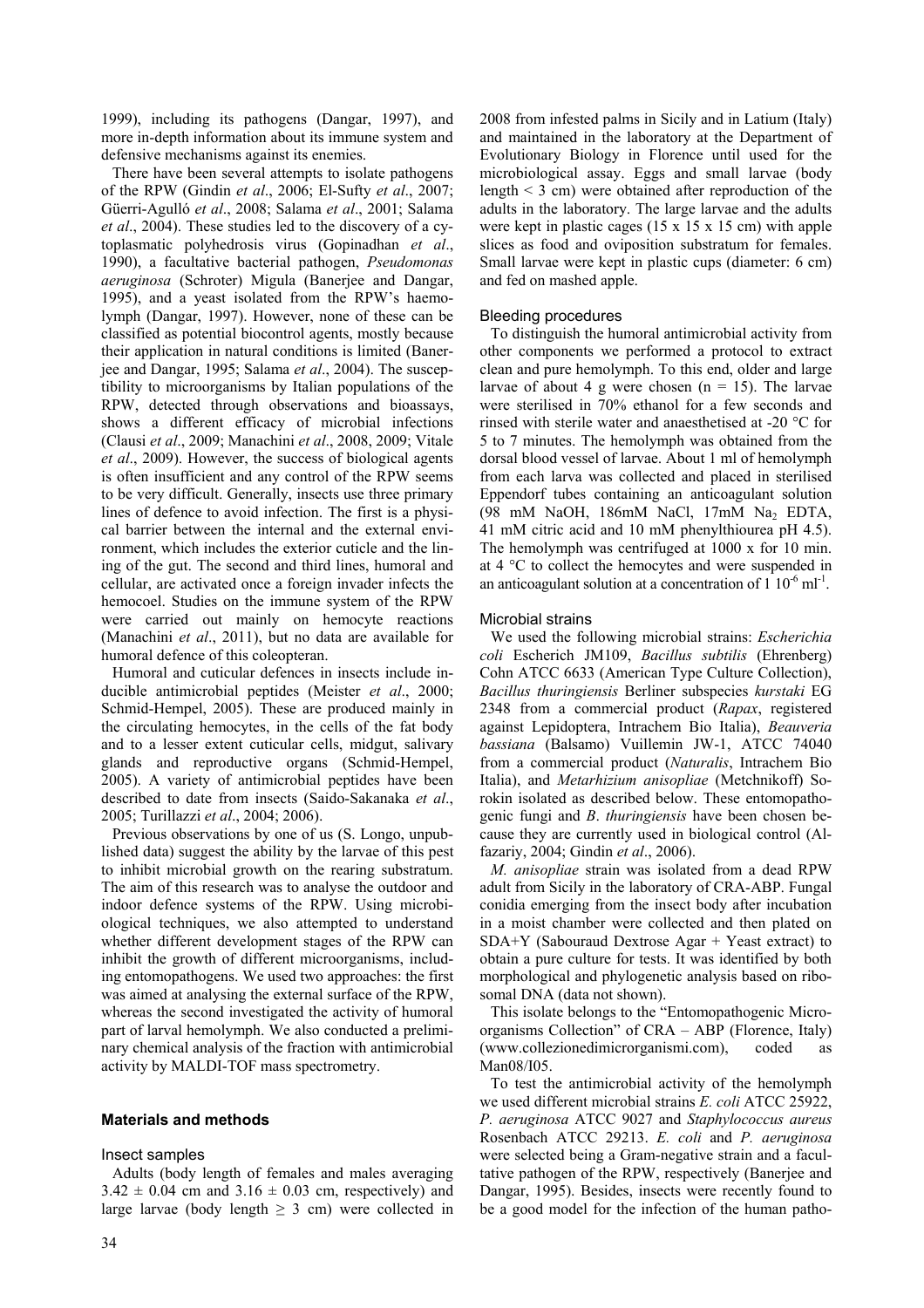1999), including its pathogens (Dangar, 1997), and more in-depth information about its immune system and defensive mechanisms against its enemies.

There have been several attempts to isolate pathogens of the RPW (Gindin *et al*., 2006; El-Sufty *et al*., 2007; Güerri-Agulló *et al*., 2008; Salama *et al*., 2001; Salama *et al*., 2004). These studies led to the discovery of a cytoplasmatic polyhedrosis virus (Gopinadhan *et al*., 1990), a facultative bacterial pathogen, *Pseudomonas aeruginosa* (Schroter) Migula (Banerjee and Dangar, 1995), and a yeast isolated from the RPW's haemolymph (Dangar, 1997). However, none of these can be classified as potential biocontrol agents, mostly because their application in natural conditions is limited (Banerjee and Dangar, 1995; Salama *et al*., 2004). The susceptibility to microorganisms by Italian populations of the RPW, detected through observations and bioassays, shows a different efficacy of microbial infections (Clausi *et al*., 2009; Manachini *et al*., 2008, 2009; Vitale *et al*., 2009). However, the success of biological agents is often insufficient and any control of the RPW seems to be very difficult. Generally, insects use three primary lines of defence to avoid infection. The first is a physical barrier between the internal and the external environment, which includes the exterior cuticle and the lining of the gut. The second and third lines, humoral and cellular, are activated once a foreign invader infects the hemocoel. Studies on the immune system of the RPW were carried out mainly on hemocyte reactions (Manachini *et al*., 2011), but no data are available for humoral defence of this coleopteran.

Humoral and cuticular defences in insects include inducible antimicrobial peptides (Meister *et al*., 2000; Schmid-Hempel, 2005). These are produced mainly in the circulating hemocytes, in the cells of the fat body and to a lesser extent cuticular cells, midgut, salivary glands and reproductive organs (Schmid-Hempel, 2005). A variety of antimicrobial peptides have been described to date from insects (Saido-Sakanaka *et al*., 2005; Turillazzi *et al*., 2004; 2006).

Previous observations by one of us (S. Longo, unpublished data) suggest the ability by the larvae of this pest to inhibit microbial growth on the rearing substratum. The aim of this research was to analyse the outdoor and indoor defence systems of the RPW. Using microbiological techniques, we also attempted to understand whether different development stages of the RPW can inhibit the growth of different microorganisms, including entomopathogens. We used two approaches: the first was aimed at analysing the external surface of the RPW, whereas the second investigated the activity of humoral part of larval hemolymph. We also conducted a preliminary chemical analysis of the fraction with antimicrobial activity by MALDI-TOF mass spectrometry.

## Materials and methods

### Insect samples

Adults (body length of females and males averaging $3.42 \pm 0.04$ cm and $3.16 \pm 0.03$ cm, respectively) and large larvae (body length $\geq 3$ cm) were collected in 2008 from infested palms in Sicily and in Latium (Italy) and maintained in the laboratory at the Department of Evolutionary Biology in Florence until used for the microbiological assay. Eggs and small larvae (body length < 3 cm) were obtained after reproduction of the adults in the laboratory. The large larvae and the adults were kept in plastic cages (15 x 15 x 15 cm) with apple slices as food and oviposition substratum for females. Small larvae were kept in plastic cups (diameter: 6 cm) and fed on mashed apple.

### Bleeding procedures

To distinguish the humoral antimicrobial activity from other components we performed a protocol to extract clean and pure hemolymph. To this end, older and large larvae of about 4 g were chosen (n = 15). The larvae were sterilised in 70% ethanol for a few seconds and rinsed with sterile water and anaesthetised at -20 °C for 5 to 7 minutes. The hemolymph was obtained from the dorsal blood vessel of larvae. About 1 ml of hemolymph from each larva was collected and placed in sterilised Eppendorf tubes containing an anticoagulant solution (98 mM NaOH, 186mM NaCl, 17mM $Na_2$ EDTA, 41 mM citric acid and 10 mM phenylthiourea pH 4.5). The hemolymph was centrifuged at 1000 x for 10 min. at 4 °C to collect the hemocytes and were suspended in an anticoagulant solution at a concentration of 1 $10^{-6}$ $ml^{-1}$.

### Microbial strains

We used the following microbial strains: *Escherichia coli* Escherich JM109, *Bacillus subtilis* (Ehrenberg) Cohn ATCC 6633 (American Type Culture Collection), *Bacillus thuringiensis* Berliner subspecies *kurstaki* EG 2348 from a commercial product (*Rapax*, registered against Lepidoptera, Intrachem Bio Italia), *Beauveria bassiana* (Balsamo) Vuillemin JW-1, ATCC 74040 from a commercial product (*Naturalis*, Intrachem Bio Italia), and *Metarhizium anisopliae* (Metchnikoff) Sorokin isolated as described below. These entomopathogenic fungi and *B*. *thuringiensis* have been chosen because they are currently used in biological control (Alfazariy, 2004; Gindin *et al*., 2006).

*M. anisopliae* strain was isolated from a dead RPW adult from Sicily in the laboratory of CRA-ABP. Fungal conidia emerging from the insect body after incubation in a moist chamber were collected and then plated on SDA+Y (Sabouraud Dextrose Agar + Yeast extract) to obtain a pure culture for tests. It was identified by both morphological and phylogenetic analysis based on ribosomal DNA (data not shown).

This isolate belongs to the "Entomopathogenic Microorganisms Collection" of CRA – ABP (Florence, Italy) (www.collezionedimicrorganismi.com), coded as Man08/I05.

To test the antimicrobial activity of the hemolymph we used different microbial strains *E. coli* ATCC 25922, *P. aeruginosa* ATCC 9027 and *Staphylococcus aureus* Rosenbach ATCC 29213. *E. coli* and *P. aeruginosa* were selected being a Gram-negative strain and a facultative pathogen of the RPW, respectively (Banerjee and Dangar, 1995). Besides, insects were recently found to be a good model for the infection of the human patho-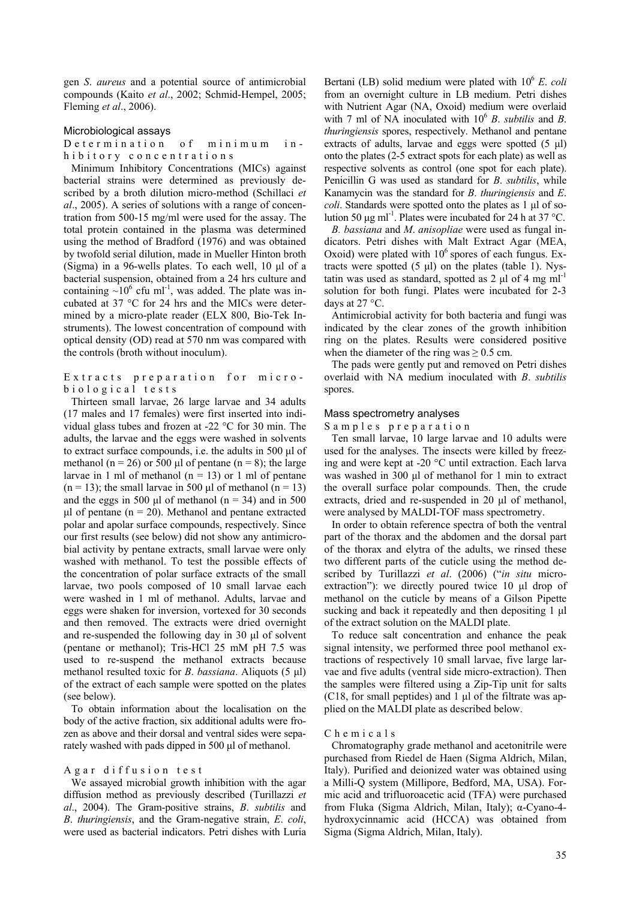gen *S. aureus* and a potential source of antimicrobial compounds (Kaito *et al*., 2002; Schmid-Hempel, 2005; Fleming *et al*., 2006).

## Microbiological assays

### Determination of minimum inhibitory concentrations

Minimum Inhibitory Concentrations (MICs) against bacterial strains were determined as previously described by a broth dilution micro-method (Schillaci *et al*., 2005). A series of solutions with a range of concentration from 500-15 mg/ml were used for the assay. The total protein contained in the plasma was determined using the method of Bradford (1976) and was obtained by twofold serial dilution, made in Mueller Hinton broth (Sigma) in a 96-wells plates. To each well, 10 µl of a bacterial suspension, obtained from a 24 hrs culture and containing ~$10^6$ cfu ml$^{-1}$, was added. The plate was incubated at 37 °C for 24 hrs and the MICs were determined by a micro-plate reader (ELX 800, Bio-Tek Instruments). The lowest concentration of compound with optical density (OD) read at 570 nm was compared with the controls (broth without inoculum).

### Extracts preparation for microbiological tests

Thirteen small larvae, 26 large larvae and 34 adults (17 males and 17 females) were first inserted into individual glass tubes and frozen at -22 °C for 30 min. The adults, the larvae and the eggs were washed in solvents to extract surface compounds, i.e. the adults in 500 µl of methanol (n = 26) or 500 µl of pentane (n = 8); the large larvae in 1 ml of methanol (n = 13) or 1 ml of pentane (n = 13); the small larvae in 500 µl of methanol (n = 13) and the eggs in 500 µl of methanol (n = 34) and in 500 µl of pentane (n = 20). Methanol and pentane extracted polar and apolar surface compounds, respectively. Since our first results (see below) did not show any antimicrobial activity by pentane extracts, small larvae were only washed with methanol. To test the possible effects of the concentration of polar surface extracts of the small larvae, two pools composed of 10 small larvae each were washed in 1 ml of methanol. Adults, larvae and eggs were shaken for inversion, vortexed for 30 seconds and then removed. The extracts were dried overnight and re-suspended the following day in 30 µl of solvent (pentane or methanol); Tris-HCl 25 mM pH 7.5 was used to re-suspend the methanol extracts because methanol resulted toxic for *B. bassiana*. Aliquots (5 µl) of the extract of each sample were spotted on the plates (see below).

To obtain information about the localisation on the body of the active fraction, six additional adults were frozen as above and their dorsal and ventral sides were separately washed with pads dipped in 500 µl of methanol.

### Agar diffusion test

We assayed microbial growth inhibition with the agar diffusion method as previously described (Turillazzi *et al*., 2004). The Gram-positive strains, *B. subtilis* and *B. thuringiensis*, and the Gram-negative strain, *E. coli*, were used as bacterial indicators. Petri dishes with Luria Bertani (LB) solid medium were plated with $10^6$ *E. coli* from an overnight culture in LB medium. Petri dishes with Nutrient Agar (NA, Oxoid) medium were overlaid with 7 ml of NA inoculated with $10^6$ *B. subtilis* and *B. thuringiensis* spores, respectively. Methanol and pentane extracts of adults, larvae and eggs were spotted (5 µl) onto the plates (2-5 extract spots for each plate) as well as respective solvents as control (one spot for each plate). Penicillin G was used as standard for *B. subtilis*, while Kanamycin was the standard for *B. thuringiensis* and *E. coli*. Standards were spotted onto the plates as 1 µl of solution 50 µg ml$^{-1}$. Plates were incubated for 24 h at 37 °C.

*B. bassiana* and *M. anisopliae* were used as fungal indicators. Petri dishes with Malt Extract Agar (MEA, Oxoid) were plated with $10^6$ spores of each fungus. Extracts were spotted (5 µl) on the plates (table 1). Nystatin was used as standard, spotted as 2 µl of 4 mg ml$^{-1}$ solution for both fungi. Plates were incubated for 2-3 days at 27 °C.

Antimicrobial activity for both bacteria and fungi was indicated by the clear zones of the growth inhibition ring on the plates. Results were considered positive when the diameter of the ring was ≥ 0.5 cm.

The pads were gently put and removed on Petri dishes overlaid with NA medium inoculated with *B. subtilis* spores.

## Mass spectrometry analyses

### Samples preparation

Ten small larvae, 10 large larvae and 10 adults were used for the analyses. The insects were killed by freezing and were kept at -20 °C until extraction. Each larva was washed in 300 µl of methanol for 1 min to extract the overall surface polar compounds. Then, the crude extracts, dried and re-suspended in 20 µl of methanol, were analysed by MALDI-TOF mass spectrometry.

In order to obtain reference spectra of both the ventral part of the thorax and the abdomen and the dorsal part of the thorax and elytra of the adults, we rinsed these two different parts of the cuticle using the method described by Turillazzi *et al*. (2006) ("*in situ* micro-extraction"): we directly poured twice 10 µl drop of methanol on the cuticle by means of a Gilson Pipette sucking and back it repeatedly and then depositing 1 µl of the extract solution on the MALDI plate.

To reduce salt concentration and enhance the peak signal intensity, we performed three pool methanol extractions of respectively 10 small larvae, five large larvae and five adults (ventral side micro-extraction). Then the samples were filtered using a Zip-Tip unit for salts (C18, for small peptides) and 1 µl of the filtrate was applied on the MALDI plate as described below.

### Chemicals

Chromatography grade methanol and acetonitrile were purchased from Riedel de Haen (Sigma Aldrich, Milan, Italy). Purified and deionized water was obtained using a Milli-Q system (Millipore, Bedford, MA, USA). Formic acid and trifluoroacetic acid (TFA) were purchased from Fluka (Sigma Aldrich, Milan, Italy); α-Cyano-4-hydroxycinnamic acid (HCCA) was obtained from Sigma (Sigma Aldrich, Milan, Italy).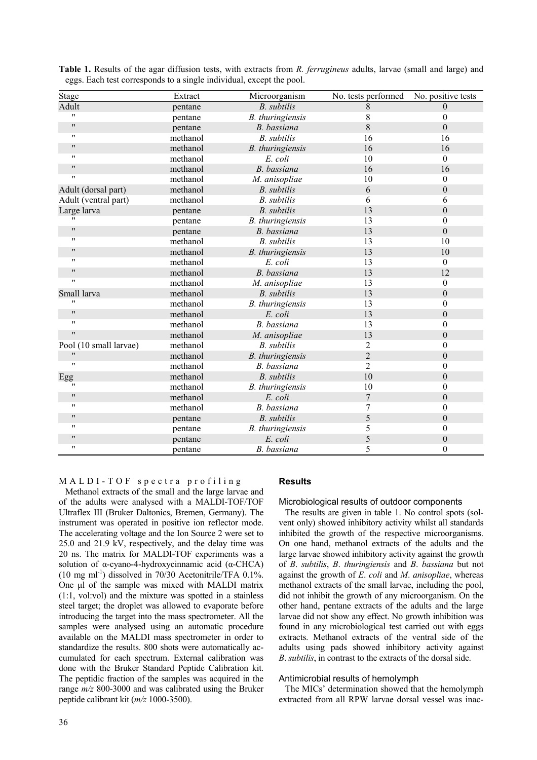**Table 1.** Results of the agar diffusion tests, with extracts from *R. ferrugineus* adults, larvae (small and large) and eggs. Each test corresponds to a single individual, except the pool.

| Stage | Extract | Microorganism | No. tests performed | No. positive tests |
|---|---|---|---|---|
| Adult | pentane | *B. subtilis* | 8 | 0 |
| " | pentane | *B. thuringiensis* | 8 | 0 |
| " | pentane | *B. bassiana* | 8 | 0 |
| " | methanol | *B. subtilis* | 16 | 16 |
| " | methanol | *B. thuringiensis* | 16 | 16 |
| " | methanol | *E. coli* | 10 | 0 |
| " | methanol | *B. bassiana* | 16 | 16 |
| " | methanol | *M. anisopliae* | 10 | 0 |
| Adult (dorsal part) | methanol | *B. subtilis* | 6 | 0 |
| Adult (ventral part) | methanol | *B. subtilis* | 6 | 6 |
| Large larva | pentane | *B. subtilis* | 13 | 0 |
| " | pentane | *B. thuringiensis* | 13 | 0 |
| " | pentane | *B. bassiana* | 13 | 0 |
| " | methanol | *B. subtilis* | 13 | 10 |
| " | methanol | *B. thuringiensis* | 13 | 10 |
| " | methanol | *E. coli* | 13 | 0 |
| " | methanol | *B. bassiana* | 13 | 12 |
| " | methanol | *M. anisopliae* | 13 | 0 |
| Small larva | methanol | *B. subtilis* | 13 | 0 |
| " | methanol | *B. thuringiensis* | 13 | 0 |
| " | methanol | *E. coli* | 13 | 0 |
| " | methanol | *B. bassiana* | 13 | 0 |
| " | methanol | *M. anisopliae* | 13 | 0 |
| Pool (10 small larvae) | methanol | *B. subtilis* | 2 | 0 |
| " | methanol | *B. thuringiensis* | 2 | 0 |
| " | methanol | *B. bassiana* | 2 | 0 |
| Egg | methanol | *B. subtilis* | 10 | 0 |
| " | methanol | *B. thuringiensis* | 10 | 0 |
| " | methanol | *E. coli* | 7 | 0 |
| " | methanol | *B. bassiana* | 7 | 0 |
| " | pentane | *B. subtilis* | 5 | 0 |
| " | pentane | *B. thuringiensis* | 5 | 0 |
| " | pentane | *E. coli* | 5 | 0 |
| " | pentane | *B. bassiana* | 5 | 0 |

MALDI-TOF spectra profiling

Methanol extracts of the small and the large larvae and of the adults were analysed with a MALDI-TOF/TOF Ultraflex III (Bruker Daltonics, Bremen, Germany). The instrument was operated in positive ion reflector mode. The accelerating voltage and the Ion Source 2 were set to 25.0 and 21.9 kV, respectively, and the delay time was 20 ns. The matrix for MALDI-TOF experiments was a solution of α-cyano-4-hydroxycinnamic acid (α-CHCA) (10 mg ml$^{-1}$) dissolved in 70/30 Acetonitrile/TFA 0.1%. One µl of the sample was mixed with MALDI matrix (1:1, vol:vol) and the mixture was spotted in a stainless steel target; the droplet was allowed to evaporate before introducing the target into the mass spectrometer. All the samples were analysed using an automatic procedure available on the MALDI mass spectrometer in order to standardize the results. 800 shots were automatically accumulated for each spectrum. External calibration was done with the Bruker Standard Peptide Calibration kit. The peptidic fraction of the samples was acquired in the range *m/z* 800-3000 and was calibrated using the Bruker peptide calibrant kit (*m/z* 1000-3500).

## Results

### Microbiological results of outdoor components

The results are given in table 1. No control spots (solvent only) showed inhibitory activity whilst all standards inhibited the growth of the respective microorganisms. On one hand, methanol extracts of the adults and the large larvae showed inhibitory activity against the growth of *B. subtilis*, *B. thuringiensis* and *B. bassiana* but not against the growth of *E. coli* and *M. anisopliae*, whereas methanol extracts of the small larvae, including the pool, did not inhibit the growth of any microorganism. On the other hand, pentane extracts of the adults and the large larvae did not show any effect. No growth inhibition was found in any microbiological test carried out with eggs extracts. Methanol extracts of the ventral side of the adults using pads showed inhibitory activity against *B. subtilis*, in contrast to the extracts of the dorsal side.

### Antimicrobial results of hemolymph

The MICs' determination showed that the hemolymph extracted from all RPW larvae dorsal vessel was inac-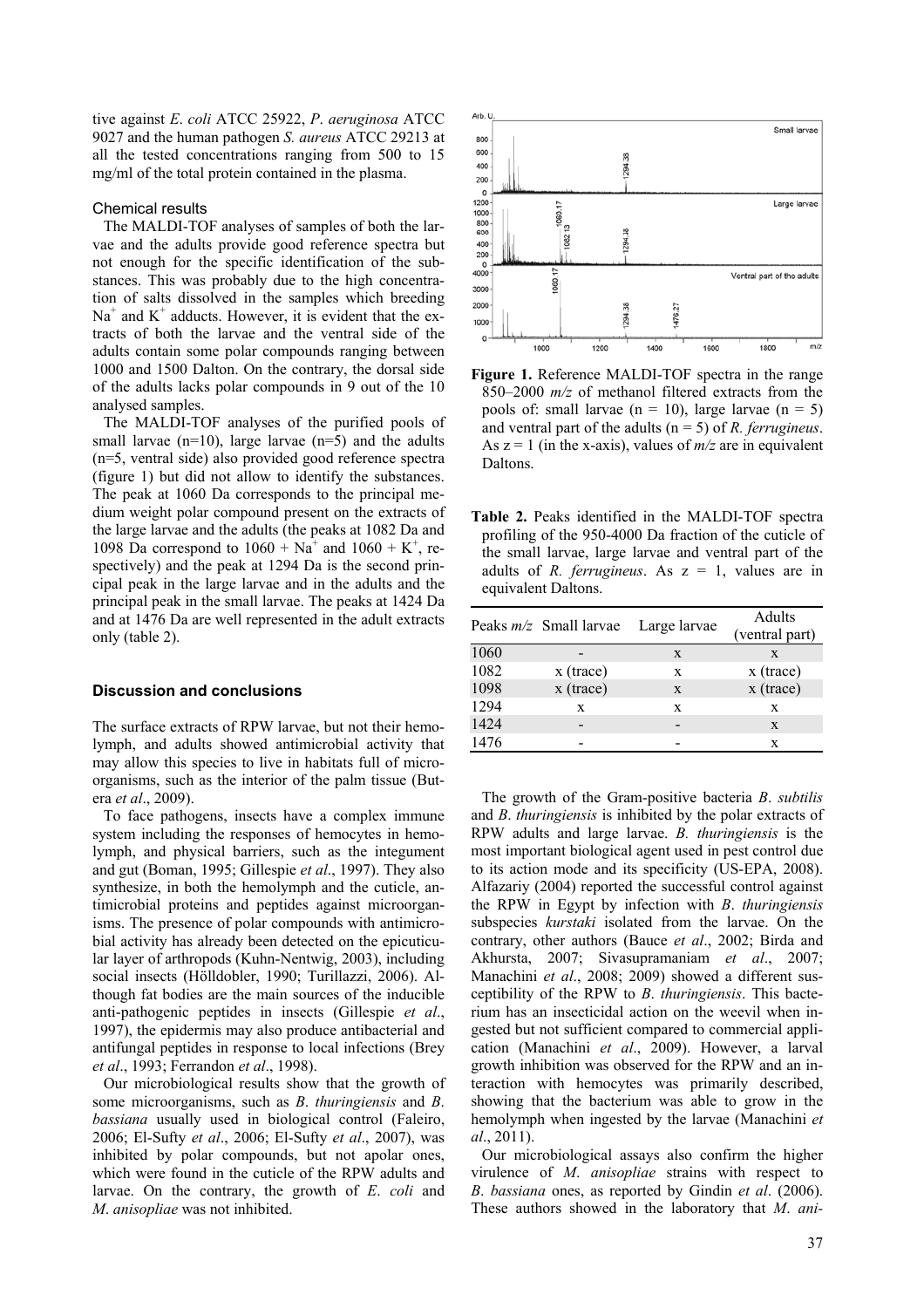tive against *E. coli* ATCC 25922, *P. aeruginosa* ATCC 9027 and the human pathogen *S. aureus* ATCC 29213 at all the tested concentrations ranging from 500 to 15 mg/ml of the total protein contained in the plasma.

### Chemical results

The MALDI-TOF analyses of samples of both the larvae and the adults provide good reference spectra but not enough for the specific identification of the substances. This was probably due to the high concentration of salts dissolved in the samples which breeding $Na^+$ and $K^+$ adducts. However, it is evident that the extracts of both the larvae and the ventral side of the adults contain some polar compounds ranging between 1000 and 1500 Dalton. On the contrary, the dorsal side of the adults lacks polar compounds in 9 out of the 10 analysed samples.

The MALDI-TOF analyses of the purified pools of small larvae (n=10), large larvae (n=5) and the adults (n=5, ventral side) also provided good reference spectra (figure 1) but did not allow to identify the substances. The peak at 1060 Da corresponds to the principal medium weight polar compound present on the extracts of the large larvae and the adults (the peaks at 1082 Da and 1098 Da correspond to 1060 + $Na^+$ and 1060 + $K^+$, respectively) and the peak at 1294 Da is the second principal peak in the large larvae and in the adults and the principal peak in the small larvae. The peaks at 1424 Da and at 1476 Da are well represented in the adult extracts only (table 2).

**Figure 1.** Reference MALDI-TOF spectra in the range 850–2000 *m/z* of methanol filtered extracts from the pools of: small larvae (n = 10), large larvae (n = 5) and ventral part of the adults (n = 5) of *R. ferrugineus*. As z = 1 (in the x-axis), values of *m/z* are in equivalent Daltons.

**Table 2.** Peaks identified in the MALDI-TOF spectra profiling of the 950-4000 Da fraction of the cuticle of the small larvae, large larvae and ventral part of the adults of *R. ferrugineus*. As z = 1, values are in equivalent Daltons.

| Peaks *m/z* | Small larvae | Large larvae | Adults (ventral part) |
|---|---|---|---|
| 1060 | - | x | x |
| 1082 | x (trace) | x | x (trace) |
| 1098 | x (trace) | x | x (trace) |
| 1294 | x | x | x |
| 1424 | - | - | x |
| 1476 | - | - | x |

## Discussion and conclusions

The surface extracts of RPW larvae, but not their hemolymph, and adults showed antimicrobial activity that may allow this species to live in habitats full of microorganisms, such as the interior of the palm tissue (Butera *et al*., 2009).

To face pathogens, insects have a complex immune system including the responses of hemocytes in hemolymph, and physical barriers, such as the integument and gut (Boman, 1995; Gillespie *et al*., 1997). They also synthesize, in both the hemolymph and the cuticle, antimicrobial proteins and peptides against microorganisms. The presence of polar compounds with antimicrobial activity has already been detected on the epicuticular layer of arthropods (Kuhn-Nentwig, 2003), including social insects (Hölldobler, 1990; Turillazzi, 2006). Although fat bodies are the main sources of the inducible anti-pathogenic peptides in insects (Gillespie *et al*., 1997), the epidermis may also produce antibacterial and antifungal peptides in response to local infections (Brey *et al*., 1993; Ferrandon *et al*., 1998).

Our microbiological results show that the growth of some microorganisms, such as *B. thuringiensis* and *B. bassiana* usually used in biological control (Faleiro, 2006; El-Sufty *et al*., 2006; El-Sufty *et al*., 2007), was inhibited by polar compounds, but not apolar ones, which were found in the cuticle of the RPW adults and larvae. On the contrary, the growth of *E. coli* and *M. anisopliae* was not inhibited.

The growth of the Gram-positive bacteria *B. subtilis* and *B. thuringiensis* is inhibited by the polar extracts of RPW adults and large larvae. *B. thuringiensis* is the most important biological agent used in pest control due to its action mode and its specificity (US-EPA, 2008). Alfazariy (2004) reported the successful control against the RPW in Egypt by infection with *B. thuringiensis* subspecies *kurstaki* isolated from the larvae. On the contrary, other authors (Bauce *et al*., 2002; Birda and Akhursta, 2007; Sivasupramaniam *et al*., 2007; Manachini *et al*., 2008; 2009) showed a different susceptibility of the RPW to *B. thuringiensis*. This bacterium has an insecticidal action on the weevil when ingested but not sufficient compared to commercial application (Manachini *et al*., 2009). However, a larval growth inhibition was observed for the RPW and an interaction with hemocytes was primarily described, showing that the bacterium was able to grow in the hemolymph when ingested by the larvae (Manachini *et al*., 2011).

Our microbiological assays also confirm the higher virulence of *M. anisopliae* strains with respect to *B. bassiana* ones, as reported by Gindin *et al*. (2006). These authors showed in the laboratory that *M. ani-*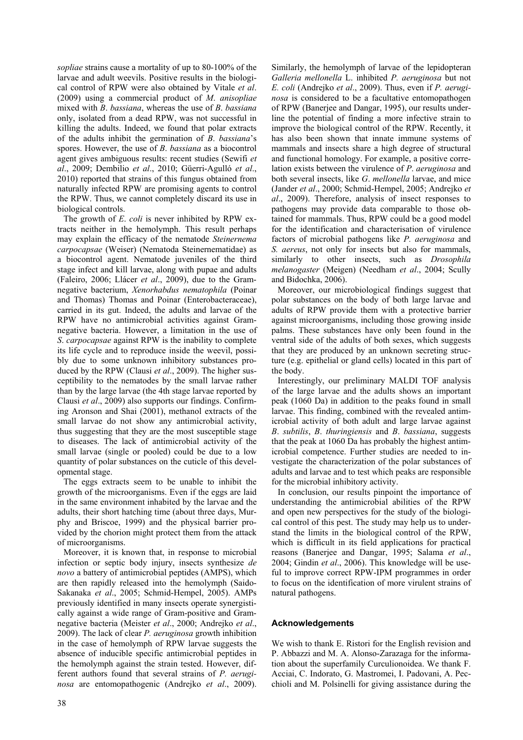*sopliae* strains cause a mortality of up to 80-100% of the larvae and adult weevils. Positive results in the biological control of RPW were also obtained by Vitale *et al*. (2009) using a commercial product of *M. anisopliae* mixed with *B*. *bassiana*, whereas the use of *B*. *bassiana* only, isolated from a dead RPW, was not successful in killing the adults. Indeed, we found that polar extracts of the adults inhibit the germination of *B*. *bassiana*'s spores. However, the use of *B*. *bassiana* as a biocontrol agent gives ambiguous results: recent studies (Sewifi *et al*., 2009; Dembilio *et al*., 2010; Güerri-Agulló *et al*., 2010) reported that strains of this fungus obtained from naturally infected RPW are promising agents to control the RPW. Thus, we cannot completely discard its use in biological controls.

The growth of *E*. *coli* is never inhibited by RPW extracts neither in the hemolymph. This result perhaps may explain the efficacy of the nematode *Steinernema carpocapsae* (Weiser) (Nematoda Steinernematidae) as a biocontrol agent. Nematode juveniles of the third stage infect and kill larvae, along with pupae and adults (Faleiro, 2006; Llácer *et al*., 2009), due to the Gram-negative bacterium, *Xenorhabdus nematophila* (Poinar and Thomas) Thomas and Poinar (Enterobacteraceae), carried in its gut. Indeed, the adults and larvae of the RPW have no antimicrobial activities against Gram-negative bacteria. However, a limitation in the use of *S*. *carpocapsae* against RPW is the inability to complete its life cycle and to reproduce inside the weevil, possibly due to some unknown inhibitory substances produced by the RPW (Clausi *et al*., 2009). The higher susceptibility to the nematodes by the small larvae rather than by the large larvae (the 4th stage larvae reported by Clausi *et al*., 2009) also supports our findings. Confirming Aronson and Shai (2001), methanol extracts of the small larvae do not show any antimicrobial activity, thus suggesting that they are the most susceptible stage to diseases. The lack of antimicrobial activity of the small larvae (single or pooled) could be due to a low quantity of polar substances on the cuticle of this developmental stage.

The eggs extracts seem to be unable to inhibit the growth of the microorganisms. Even if the eggs are laid in the same environment inhabited by the larvae and the adults, their short hatching time (about three days, Murphy and Briscoe, 1999) and the physical barrier provided by the chorion might protect them from the attack of microorganisms.

Moreover, it is known that, in response to microbial infection or septic body injury, insects synthesize *de novo* a battery of antimicrobial peptides (AMPS), which are then rapidly released into the hemolymph (Saido-Sakanaka *et al*., 2005; Schmid-Hempel, 2005). AMPs previously identified in many insects operate synergistically against a wide range of Gram-positive and Gram-negative bacteria (Meister *et al*., 2000; Andrejko *et al*., 2009). The lack of clear *P. aeruginosa* growth inhibition in the case of hemolymph of RPW larvae suggests the absence of inducible specific antimicrobial peptides in the hemolymph against the strain tested. However, different authors found that several strains of *P. aeruginosa* are entomopathogenic (Andrejko *et al*., 2009). Similarly, the hemolymph of larvae of the lepidopteran *Galleria mellonella* L. inhibited *P. aeruginosa* but not *E. coli* (Andrejko *et al*., 2009). Thus, even if *P. aeruginosa* is considered to be a facultative entomopathogen of RPW (Banerjee and Dangar, 1995), our results underline the potential of finding a more infective strain to improve the biological control of the RPW. Recently, it has also been shown that innate immune systems of mammals and insects share a high degree of structural and functional homology. For example, a positive correlation exists between the virulence of *P*. *aeruginosa* and both several insects, like *G*. *mellonella* larvae, and mice (Jander *et al*., 2000; Schmid-Hempel, 2005; Andrejko *et al*., 2009). Therefore, analysis of insect responses to pathogens may provide data comparable to those obtained for mammals. Thus, RPW could be a good model for the identification and characterisation of virulence factors of microbial pathogens like *P. aeruginosa* and *S. aereus*, not only for insects but also for mammals, similarly to other insects, such as *Drosophila melanogaster* (Meigen) (Needham *et al*., 2004; Scully and Bidochka, 2006).

Moreover, our microbiological findings suggest that polar substances on the body of both large larvae and adults of RPW provide them with a protective barrier against microorganisms, including those growing inside palms. These substances have only been found in the ventral side of the adults of both sexes, which suggests that they are produced by an unknown secreting structure (e.g. epithelial or gland cells) located in this part of the body.

Interestingly, our preliminary MALDI TOF analysis of the large larvae and the adults shows an important peak (1060 Da) in addition to the peaks found in small larvae. This finding, combined with the revealed antimicrobial activity of both adult and large larvae against *B*. *subtilis*, *B*. *thuringiensis* and *B*. *bassiana*, suggests that the peak at 1060 Da has probably the highest antimicrobial competence. Further studies are needed to investigate the characterization of the polar substances of adults and larvae and to test which peaks are responsible for the microbial inhibitory activity.

In conclusion, our results pinpoint the importance of understanding the antimicrobial abilities of the RPW and open new perspectives for the study of the biological control of this pest. The study may help us to understand the limits in the biological control of the RPW, which is difficult in its field applications for practical reasons (Banerjee and Dangar, 1995; Salama *et al*., 2004; Gindin *et al*., 2006). This knowledge will be useful to improve correct RPW-IPM programmes in order to focus on the identification of more virulent strains of natural pathogens.

## Acknowledgements

We wish to thank E. Ristori for the English revision and P. Abbazzi and M. A. Alonso-Zarazaga for the information about the superfamily Curculionoidea. We thank F. Acciai, C. Indorato, G. Mastromei, I. Padovani, A. Pecchioli and M. Polsinelli for giving assistance during the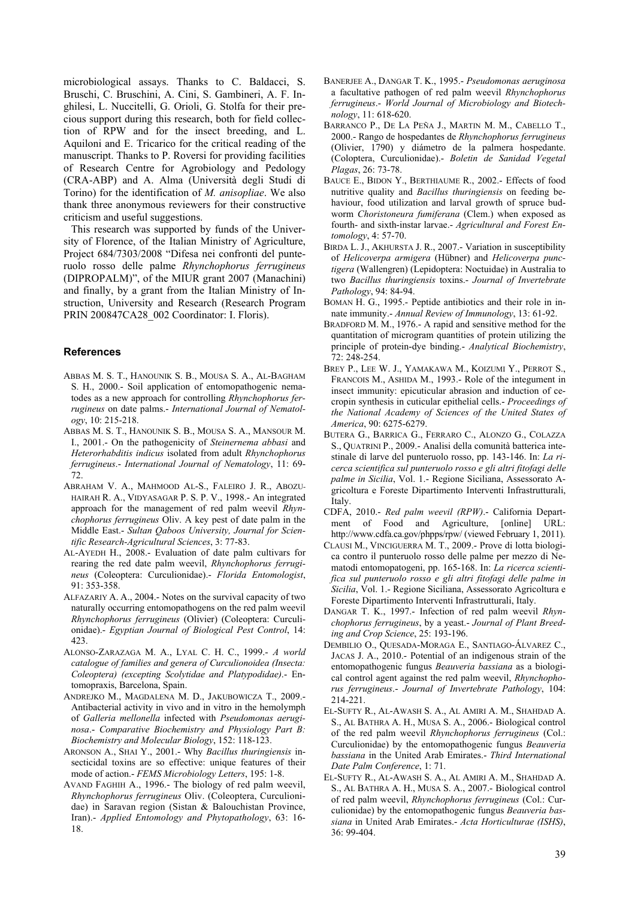microbiological assays. Thanks to C. Baldacci, S. Bruschi, C. Bruschini, A. Cini, S. Gambineri, A. F. Inghilesi, L. Nuccitelli, G. Orioli, G. Stolfa for their precious support during this research, both for field collection of RPW and for the insect breeding, and L. Aquiloni and E. Tricarico for the critical reading of the manuscript. Thanks to P. Roversi for providing facilities of Research Centre for Agrobiology and Pedology (CRA-ABP) and A. Alma (Università degli Studi di Torino) for the identification of *M. anisopliae*. We also thank three anonymous reviewers for their constructive criticism and useful suggestions.

This research was supported by funds of the University of Florence, of the Italian Ministry of Agriculture, Project 684/7303/2008 "Difesa nei confronti del punteruolo rosso delle palme *Rhynchophorus ferrugineus* (DIPROPALM)", of the MIUR grant 2007 (Manachini) and finally, by a grant from the Italian Ministry of Instruction, University and Research (Research Program PRIN 200847CA28_002 Coordinator: I. Floris).

## References

ABBAS M. S. T., HANOUNIK S. B., MOUSA S. A., AL-BAGHAM S. H., 2000.- Soil application of entomopathogenic nematodes as a new approach for controlling *Rhynchophorus ferrugineus* on date palms.- *International Journal of Nematology*, 10: 215-218.

ABBAS M. S. T., HANOUNIK S. B., MOUSA S. A., MANSOUR M. I., 2001.- On the pathogenicity of *Steinernema abbasi* and *Heterorhabditis indicus* isolated from adult *Rhynchophorus ferrugineus*.- *International Journal of Nematology*, 11: 69-72.

ABRAHAM V. A., MAHMOOD AL-S., FALEIRO J. R., ABOZUHAIRAH R. A., VIDYASAGAR P. S. P. V., 1998.- An integrated approach for the management of red palm weevil *Rhynchophorus ferrugineus* Oliv. A key pest of date palm in the Middle East.- *Sultan Qaboos University, Journal for Scientific Research-Agricultural Sciences*, 3: 77-83.

AL-AYEDH H., 2008.- Evaluation of date palm cultivars for rearing the red date palm weevil, *Rhynchophorus ferrugineus* (Coleoptera: Curculionidae).- *Florida Entomologist*, 91: 353-358.

ALFAZARIY A. A., 2004.- Notes on the survival capacity of two naturally occurring entomopathogens on the red palm weevil *Rhynchophorus ferrugineus* (Olivier) (Coleoptera: Curculionidae).- *Egyptian Journal of Biological Pest Control*, 14: 423.

ALONSO-ZARAZAGA M. A., LYAL C. H. C., 1999.- *A world catalogue of families and genera of Curculionoidea (Insecta: Coleoptera) (excepting Scolytidae and Platypodidae)*.- Entomopraxis, Barcelona, Spain.

ANDREJKO M., MAGDALENA M. D., JAKUBOWICZA T., 2009.- Antibacterial activity in vivo and in vitro in the hemolymph of *Galleria mellonella* infected with *Pseudomonas aeruginosa*.- *Comparative Biochemistry and Physiology Part B: Biochemistry and Molecular Biology*, 152: 118-123.

ARONSON A., SHAI Y., 2001.- Why *Bacillus thuringiensis* insecticidal toxins are so effective: unique features of their mode of action.- *FEMS Microbiology Letters*, 195: 1-8.

AVAND FAGHIH A., 1996.- The biology of red palm weevil, *Rhynchophorus ferrugineus* Oliv. (Coleoptera, Curculionidae) in Saravan region (Sistan & Balouchistan Province, Iran).- *Applied Entomology and Phytopathology*, 63: 16-18.

BANERJEE A., DANGAR T. K., 1995.- *Pseudomonas aeruginosa* a facultative pathogen of red palm weevil *Rhynchophorus ferrugineus*.- *World Journal of Microbiology and Biotechnology*, 11: 618-620.

BARRANCO P., DE LA PEÑA J., MARTIN M. M., CABELLO T., 2000.- Rango de hospedantes de *Rhynchophorus ferrugineus* (Olivier, 1790) y diámetro de la palmera hospedante. (Coloptera, Curculionidae).- *Boletin de Sanidad Vegetal Plagas*, 26: 73-78.

BAUCE E., BIDON Y., BERTHIAUME R., 2002.- Effects of food nutritive quality and *Bacillus thuringiensis* on feeding behaviour, food utilization and larval growth of spruce budworm *Choristoneura fumiferana* (Clem.) when exposed as fourth- and sixth-instar larvae.- *Agricultural and Forest Entomology*, 4: 57-70.

BIRDA L. J., AKHURSTA J. R., 2007.- Variation in susceptibility of *Helicoverpa armigera* (Hübner) and *Helicoverpa punctigera* (Wallengren) (Lepidoptera: Noctuidae) in Australia to two *Bacillus thuringiensis* toxins.- *Journal of Invertebrate Pathology*, 94: 84-94.

BOMAN H. G., 1995.- Peptide antibiotics and their role in innate immunity.- *Annual Review of Immunology*, 13: 61-92.

BRADFORD M. M., 1976.- A rapid and sensitive method for the quantitation of microgram quantities of protein utilizing the principle of protein-dye binding.- *Analytical Biochemistry*, 72: 248-254.

BREY P., LEE W. J., YAMAKAWA M., KOIZUMI Y., PERROT S., FRANCOIS M., ASHIDA M., 1993.- Role of the integument in insect immunity: epicuticular abrasion and induction of cecropin synthesis in cuticular epithelial cells.- *Proceedings of the National Academy of Sciences of the United States of America*, 90: 6275-6279.

BUTERA G., BARRICA G., FERRARO C., ALONZO G., COLAZZA S., QUATRINI P., 2009.- Analisi della comunità batterica intestinale di larve del punteruolo rosso, pp. 143-146. In: *La ricerca scientifica sul punteruolo rosso e gli altri fitofagi delle palme in Sicilia*, Vol. 1.- Regione Siciliana, Assessorato Agricoltura e Foreste Dipartimento Interventi Infrastrutturali, Italy.

CDFA, 2010.- *Red palm weevil (RPW)*.- California Department of Food and Agriculture, [online] URL: http://www.cdfa.ca.gov/phpps/rpw/ (viewed February 1, 2011).

CLAUSI M., VINCIGUERRA M. T., 2009.- Prove di lotta biologica contro il punteruolo rosso delle palme per mezzo di Nematodi entomopatogeni, pp. 165-168. In: *La ricerca scientifica sul punteruolo rosso e gli altri fitofagi delle palme in Sicilia*, Vol. 1.- Regione Siciliana, Assessorato Agricoltura e Foreste Dipartimento Interventi Infrastrutturali, Italy.

DANGAR T. K., 1997.- Infection of red palm weevil *Rhynchophorus ferrugineus*, by a yeast.- *Journal of Plant Breeding and Crop Science*, 25: 193-196.

DEMBILIO O., QUESADA-MORAGA E., SANTIAGO-ÁLVAREZ C., JACAS J. A., 2010.- Potential of an indigenous strain of the entomopathogenic fungus *Beauveria bassiana* as a biological control agent against the red palm weevil, *Rhynchophorus ferrugineus*.- *Journal of Invertebrate Pathology*, 104: 214-221.

EL-SUFTY R., AL-AWASH S. A., AL AMIRI A. M., SHAHDAD A. S., AL BATHRA A. H., MUSA S. A., 2006.- Biological control of the red palm weevil *Rhynchophorus ferrugineus* (Col.: Curculionidae) by the entomopathogenic fungus *Beauveria bassiana* in the United Arab Emirates.- *Third International Date Palm Conference*, 1: 71.

EL-SUFTY R., AL-AWASH S. A., AL AMIRI A. M., SHAHDAD A. S., AL BATHRA A. H., MUSA S. A., 2007.- Biological control of red palm weevil, *Rhynchophorus ferrugineus* (Col.: Curculionidae) by the entomopathogenic fungus *Beauveria bassiana* in United Arab Emirates.- *Acta Horticulturae (ISHS)*, 36: 99-404.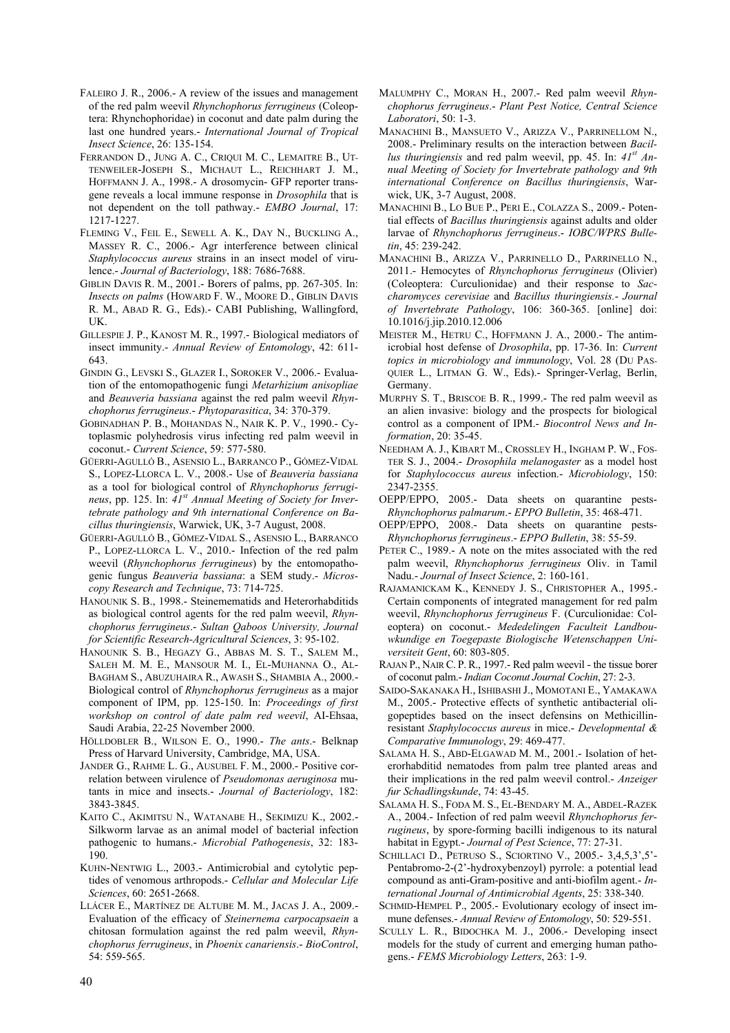FALEIRO J. R., 2006.- A review of the issues and management of the red palm weevil *Rhynchophorus ferrugineus* (Coleoptera: Rhynchophoridae) in coconut and date palm during the last one hundred years.- *International Journal of Tropical Insect Science*, 26: 135-154.

FERRANDON D., JUNG A. C., CRIQUI M. C., LEMAITRE B., UTTENWEILER-JOSEPH S., MICHAUT L., REICHHART J. M., HOFFMANN J. A., 1998.- A drosomycin- GFP reporter transgene reveals a local immune response in *Drosophila* that is not dependent on the toll pathway.- *EMBO Journal*, 17: 1217-1227.

FLEMING V., FEIL E., SEWELL A. K., DAY N., BUCKLING A., MASSEY R. C., 2006.- Agr interference between clinical *Staphylococcus aureus* strains in an insect model of virulence.- *Journal of Bacteriology*, 188: 7686-7688.

GIBLIN DAVIS R. M., 2001.- Borers of palms, pp. 267-305. In: *Insects on palms* (HOWARD F. W., MOORE D., GIBLIN DAVIS R. M., ABAD R. G., Eds).- CABI Publishing, Wallingford, UK.

GILLESPIE J. P., KANOST M. R., 1997.- Biological mediators of insect immunity.- *Annual Review of Entomology*, 42: 611-643.

GINDIN G., LEVSKI S., GLAZER I., SOROKER V., 2006.- Evaluation of the entomopathogenic fungi *Metarhizium anisopliae* and *Beauveria bassiana* against the red palm weevil *Rhynchophorus ferrugineus*.- *Phytoparasitica*, 34: 370-379.

GOBINADHAN P. B., MOHANDAS N., NAIR K. P. V., 1990.- Cytoplasmic polyhedrosis virus infecting red palm weevil in coconut.- *Current Science*, 59: 577-580.

GÜERRI-AGULLÓ B., ASENSIO L., BARRANCO P., GÓMEZ-VIDAL S., LOPEZ-LLORCA L. V., 2008.- Use of *Beauveria bassiana* as a tool for biological control of *Rhynchophorus ferrugineus*, pp. 125. In: *41st Annual Meeting of Society for Invertebrate pathology and 9th international Conference on Bacillus thuringiensis*, Warwick, UK, 3-7 August, 2008.

GÜERRI-AGULLÓ B., GÓMEZ-VIDAL S., ASENSIO L., BARRANCO P., LOPEZ-LLORCA L. V., 2010.- Infection of the red palm weevil (*Rhynchophorus ferrugineus*) by the entomopathogenic fungus *Beauveria bassiana*: a SEM study.- *Microscopy Research and Technique*, 73: 714-725.

HANOUNIK S. B., 1998.- Steinemematids and Heterorhabditids as biological control agents for the red palm weevil, *Rhynchophorus ferrugineus*.- *Sultan Qaboos University, Journal for Scientific Research-Agricultural Sciences*, 3: 95-102.

HANOUNIK S. B., HEGAZY G., ABBAS M. S. T., SALEM M., SALEH M. M. E., MANSOUR M. I., EL-MUHANNA O., AL-BAGHAM S., ABUZUHAIRA R., AWASH S., SHAMBIA A., 2000.- Biological control of *Rhynchophorus ferrugineus* as a major component of IPM, pp. 125-150. In: *Proceedings of first workshop on control of date palm red weevil*, AI-Ehsaa, Saudi Arabia, 22-25 November 2000.

HÖLLDOBLER B., WILSON E. O., 1990.- *The ants*.- Belknap Press of Harvard University, Cambridge, MA, USA.

JANDER G., RAHME L. G., AUSUBEL F. M., 2000.- Positive correlation between virulence of *Pseudomonas aeruginosa* mutants in mice and insects.- *Journal of Bacteriology*, 182: 3843-3845.

KAITO C., AKIMITSU N., WATANABE H., SEKIMIZU K., 2002.- Silkworm larvae as an animal model of bacterial infection pathogenic to humans.- *Microbial Pathogenesis*, 32: 183-190.

KUHN-NENTWIG L., 2003.- Antimicrobial and cytolytic peptides of venomous arthropods.- *Cellular and Molecular Life Sciences*, 60: 2651-2668.

LLÁCER E., MARTÍNEZ DE ALTUBE M. M., JACAS J. A., 2009.- Evaluation of the efficacy of *Steinernema carpocapsaein* a chitosan formulation against the red palm weevil, *Rhynchophorus ferrugineus*, in *Phoenix canariensis*.- *BioControl*, 54: 559-565.

MALUMPHY C., MORAN H., 2007.- Red palm weevil *Rhynchophorus ferrugineus*.- *Plant Pest Notice, Central Science Laboratori*, 50: 1-3.

MANACHINI B., MANSUETO V., ARIZZA V., PARRINELLOM N., 2008.- Preliminary results on the interaction between *Bacillus thuringiensis* and red palm weevil, pp. 45. In: *41st Annual Meeting of Society for Invertebrate pathology and 9th international Conference on Bacillus thuringiensis*, Warwick, UK, 3-7 August, 2008.

MANACHINI B., LO BUE P., PERI E., COLAZZA S., 2009.- Potential effects of *Bacillus thuringiensis* against adults and older larvae of *Rhynchophorus ferrugineus*.- *IOBC/WPRS Bulletin*, 45: 239-242.

MANACHINI B., ARIZZA V., PARRINELLO D., PARRINELLO N., 2011.- Hemocytes of *Rhynchophorus ferrugineus* (Olivier) (Coleoptera: Curculionidae) and their response to *Saccharomyces cerevisiae* and *Bacillus thuringiensis*.- *Journal of Invertebrate Pathology*, 106: 360-365. [online] doi: 10.1016/j.jip.2010.12.006

MEISTER M., HETRU C., HOFFMANN J. A., 2000.- The antimicrobial host defense of *Drosophila*, pp. 17-36. In: *Current topics in microbiology and immunology*, Vol. 28 (DU PASQUIER L., LITMAN G. W., Eds).- Springer-Verlag, Berlin, Germany.

MURPHY S. T., BRISCOE B. R., 1999.- The red palm weevil as an alien invasive: biology and the prospects for biological control as a component of IPM.- *Biocontrol News and Information*, 20: 35-45.

NEEDHAM A. J., KIBART M., CROSSLEY H., INGHAM P. W., FOSTER S. J., 2004.- *Drosophila melanogaster* as a model host for *Staphylococcus aureus* infection.- *Microbiology*, 150: 2347-2355.

OEPP/EPPO, 2005.- Data sheets on quarantine pests-*Rhynchophorus palmarum*.- *EPPO Bulletin*, 35: 468-471.

OEPP/EPPO, 2008.- Data sheets on quarantine pests-*Rhynchophorus ferrugineus*.- *EPPO Bulletin*, 38: 55-59.

PETER C., 1989.- A note on the mites associated with the red palm weevil, *Rhynchophorus ferrugineus* Oliv. in Tamil Nadu.- *Journal of Insect Science*, 2: 160-161.

RAJAMANICKAM K., KENNEDY J. S., CHRISTOPHER A., 1995.- Certain components of integrated management for red palm weevil, *Rhynchophorus ferrugineus* F. (Curculionidae: Coleoptera) on coconut.- *Mededelingen Faculteit Landbouwkundige en Toegepaste Biologische Wetenschappen Universiteit Gent*, 60: 803-805.

RAJAN P., NAIR C. P. R., 1997.- Red palm weevil - the tissue borer of coconut palm.- *Indian Coconut Journal Cochin*, 27: 2-3.

SAIDO-SAKANAKA H., ISHIBASHI J., MOMOTANI E., YAMAKAWA M., 2005.- Protective effects of synthetic antibacterial oligopeptides based on the insect defensins on Methicillin-resistant *Staphylococcus aureus* in mice.- *Developmental & Comparative Immunology*, 29: 469-477.

SALAMA H. S., ABD-ELGAWAD M. M., 2001.- Isolation of heterorhabditid nematodes from palm tree planted areas and their implications in the red palm weevil control.- *Anzeiger fur Schadlingskunde*, 74: 43-45.

SALAMA H. S., FODA M. S., EL-BENDARY M. A., ABDEL-RAZEK A., 2004.- Infection of red palm weevil *Rhynchophorus ferrugineus*, by spore-forming bacilli indigenous to its natural habitat in Egypt.- *Journal of Pest Science*, 77: 27-31.

SCHILLACI D., PETRUSO S., SCIORTINO V., 2005.- 3,4,5,3',5'-Pentabromo-2-(2'-hydroxybenzoyl) pyrrole: a potential lead compound as anti-Gram-positive and anti-biofilm agent.- *International Journal of Antimicrobial Agents*, 25: 338-340.

SCHMID-HEMPEL P., 2005.- Evolutionary ecology of insect immune defenses.- *Annual Review of Entomology*, 50: 529-551.

SCULLY L. R., BIDOCHKA M. J., 2006.- Developing insect models for the study of current and emerging human pathogens.- *FEMS Microbiology Letters*, 263: 1-9.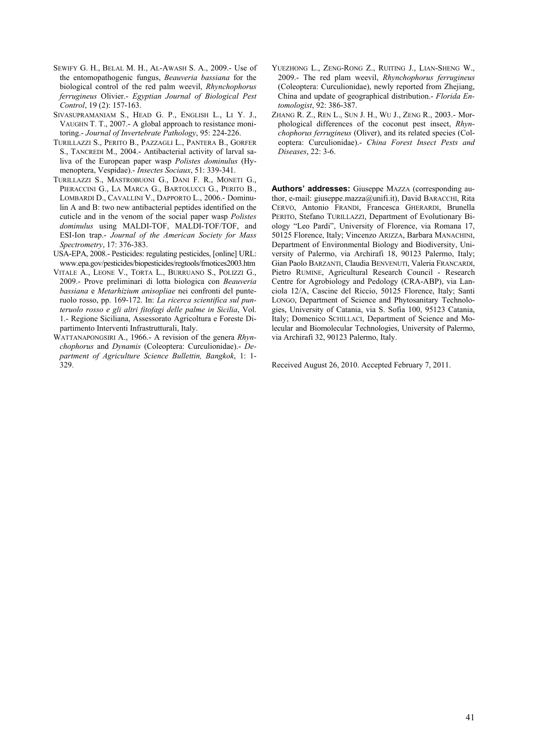SEWIFY G. H., BELAL M. H., AL-AWASH S. A., 2009.- Use of the entomopathogenic fungus, *Beauveria bassiana* for the biological control of the red palm weevil, *Rhynchophorus ferrugineus* Olivier.- *Egyptian Journal of Biological Pest Control*, 19 (2): 157-163.

SIVASUPRAMANIAM S., HEAD G. P., ENGLISH L., LI Y. J., VAUGHN T. T., 2007.- A global approach to resistance monitoring.- *Journal of Invertebrate Pathology*, 95: 224-226.

TURILLAZZI S., PERITO B., PAZZAGLI L., PANTERA B., GORFER S., TANCREDI M., 2004.- Antibacterial activity of larval saliva of the European paper wasp *Polistes dominulus* (Hymenoptera, Vespidae).- *Insectes Sociaux*, 51: 339-341.

TURILLAZZI S., MASTROBUONI G., DANI F. R., MONETI G., PIERACCINI G., LA MARCA G., BARTOLUCCI G., PERITO B., LOMBARDI D., CAVALLINI V., DAPPORTO L., 2006.- Dominulin A and B: two new antibacterial peptides identified on the cuticle and in the venom of the social paper wasp *Polistes dominulus* using MALDI-TOF, MALDI-TOF/TOF, and ESI-Ion trap.- *Journal of the American Society for Mass Spectrometry*, 17: 376-383.

USA-EPA, 2008.- Pesticides: regulating pesticides, [online] URL: www.epa.gov/pesticides/biopesticides/regtools/frnotices2003.htm

VITALE A., LEONE V., TORTA L., BURRUANO S., POLIZZI G., 2009.- Prove preliminari di lotta biologica con *Beauveria bassiana* e *Metarhizium anisopliae* nei confronti del punteruolo rosso, pp. 169-172. In: *La ricerca scientifica sul punteruolo rosso e gli altri fitofagi delle palme in Sicilia*, Vol. 1.- Regione Siciliana, Assessorato Agricoltura e Foreste Dipartimento Interventi Infrastrutturali, Italy.

WATTANAPONGSIRI A., 1966.- A revision of the genera *Rhynchophorus* and *Dynamis* (Coleoptera: Curculionidae).- *Department of Agriculture Science Bullettin, Bangkok*, 1: 1-329.

YUEZHONG L., ZENG-RONG Z., RUITING J., LIAN-SHENG W., 2009.- The red plam weevil, *Rhynchophorus ferrugineus* (Coleoptera: Curculionidae), newly reported from Zhejiang, China and update of geographical distribution.- *Florida Entomologist*, 92: 386-387.

ZHANG R. Z., REN L., SUN J. H., WU J., ZENG R., 2003.- Morphological differences of the coconut pest insect, *Rhynchophorus ferrugineus* (Oliver), and its related species (Coleoptera: Curculionidae).- *China Forest Insect Pests and Diseases*, 22: 3-6.

**Authors' addresses:** Giuseppe MAZZA (corresponding author, e-mail: giuseppe.mazza@unifi.it), David BARACCHI, Rita CERVO, Antonio FRANDI, Francesca GHERARDI, Brunella PERITO, Stefano TURILLAZZI, Department of Evolutionary Biology "Leo Pardi", University of Florence, via Romana 17, 50125 Florence, Italy; Vincenzo ARIZZA, Barbara MANACHINI, Department of Environmental Biology and Biodiversity, University of Palermo, via Archirafi 18, 90123 Palermo, Italy; Gian Paolo BARZANTI, Claudia BENVENUTI, Valeria FRANCARDI, Pietro RUMINE, Agricultural Research Council - Research Centre for Agrobiology and Pedology (CRA-ABP), via Lanciola 12/A, Cascine del Riccio, 50125 Florence, Italy; Santi LONGO, Department of Science and Phytosanitary Technologies, University of Catania, via S. Sofia 100, 95123 Catania, Italy; Domenico SCHILLACI, Department of Science and Molecular and Biomolecular Technologies, University of Palermo, via Archirafi 32, 90123 Palermo, Italy.

Received August 26, 2010. Accepted February 7, 2011.